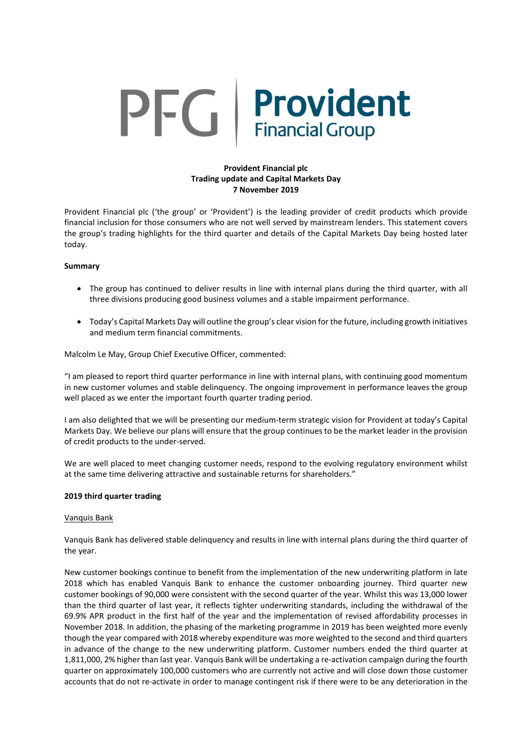PFG | **Provident** Financial Group

**Provident Financial plc**
**Trading update and Capital Markets Day**
**7 November 2019**

Provident Financial plc ('the group' or 'Provident') is the leading provider of credit products which provide financial inclusion for those consumers who are not well served by mainstream lenders. This statement covers the group's trading highlights for the third quarter and details of the Capital Markets Day being hosted later today.

**Summary**

- The group has continued to deliver results in line with internal plans during the third quarter, with all three divisions producing good business volumes and a stable impairment performance.
- Today's Capital Markets Day will outline the group's clear vision for the future, including growth initiatives and medium term financial commitments.

Malcolm Le May, Group Chief Executive Officer, commented:

"I am pleased to report third quarter performance in line with internal plans, with continuing good momentum in new customer volumes and stable delinquency. The ongoing improvement in performance leaves the group well placed as we enter the important fourth quarter trading period.

I am also delighted that we will be presenting our medium-term strategic vision for Provident at today's Capital Markets Day. We believe our plans will ensure that the group continues to be the market leader in the provision of credit products to the under-served.

We are well placed to meet changing customer needs, respond to the evolving regulatory environment whilst at the same time delivering attractive and sustainable returns for shareholders."

**2019 third quarter trading**

Vanquis Bank

Vanquis Bank has delivered stable delinquency and results in line with internal plans during the third quarter of the year.

New customer bookings continue to benefit from the implementation of the new underwriting platform in late 2018 which has enabled Vanquis Bank to enhance the customer onboarding journey. Third quarter new customer bookings of 90,000 were consistent with the second quarter of the year. Whilst this was 13,000 lower than the third quarter of last year, it reflects tighter underwriting standards, including the withdrawal of the 69.9% APR product in the first half of the year and the implementation of revised affordability processes in November 2018. In addition, the phasing of the marketing programme in 2019 has been weighted more evenly though the year compared with 2018 whereby expenditure was more weighted to the second and third quarters in advance of the change to the new underwriting platform. Customer numbers ended the third quarter at 1,811,000, 2% higher than last year. Vanquis Bank will be undertaking a re-activation campaign during the fourth quarter on approximately 100,000 customers who are currently not active and will close down those customer accounts that do not re-activate in order to manage contingent risk if there were to be any deterioration in the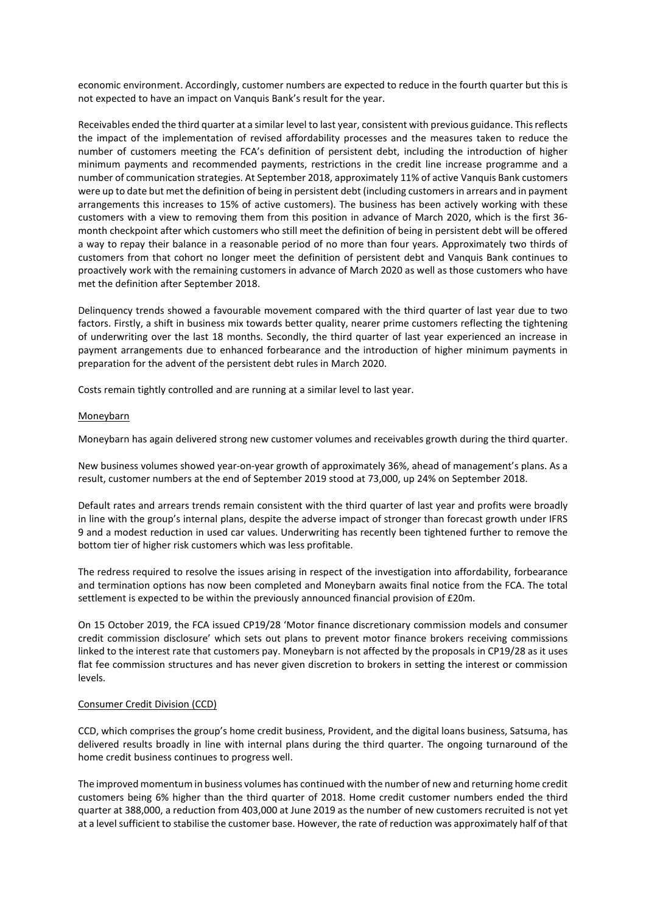economic environment. Accordingly, customer numbers are expected to reduce in the fourth quarter but this is not expected to have an impact on Vanquis Bank's result for the year.

Receivables ended the third quarter at a similar level to last year, consistent with previous guidance. This reflects the impact of the implementation of revised affordability processes and the measures taken to reduce the number of customers meeting the FCA's definition of persistent debt, including the introduction of higher minimum payments and recommended payments, restrictions in the credit line increase programme and a number of communication strategies. At September 2018, approximately 11% of active Vanquis Bank customers were up to date but met the definition of being in persistent debt (including customers in arrears and in payment arrangements this increases to 15% of active customers). The business has been actively working with these customers with a view to removing them from this position in advance of March 2020, which is the first 36-month checkpoint after which customers who still meet the definition of being in persistent debt will be offered a way to repay their balance in a reasonable period of no more than four years. Approximately two thirds of customers from that cohort no longer meet the definition of persistent debt and Vanquis Bank continues to proactively work with the remaining customers in advance of March 2020 as well as those customers who have met the definition after September 2018.

Delinquency trends showed a favourable movement compared with the third quarter of last year due to two factors. Firstly, a shift in business mix towards better quality, nearer prime customers reflecting the tightening of underwriting over the last 18 months. Secondly, the third quarter of last year experienced an increase in payment arrangements due to enhanced forbearance and the introduction of higher minimum payments in preparation for the advent of the persistent debt rules in March 2020.

Costs remain tightly controlled and are running at a similar level to last year.

## Moneybarn

Moneybarn has again delivered strong new customer volumes and receivables growth during the third quarter.

New business volumes showed year-on-year growth of approximately 36%, ahead of management's plans. As a result, customer numbers at the end of September 2019 stood at 73,000, up 24% on September 2018.

Default rates and arrears trends remain consistent with the third quarter of last year and profits were broadly in line with the group's internal plans, despite the adverse impact of stronger than forecast growth under IFRS 9 and a modest reduction in used car values. Underwriting has recently been tightened further to remove the bottom tier of higher risk customers which was less profitable.

The redress required to resolve the issues arising in respect of the investigation into affordability, forbearance and termination options has now been completed and Moneybarn awaits final notice from the FCA. The total settlement is expected to be within the previously announced financial provision of £20m.

On 15 October 2019, the FCA issued CP19/28 'Motor finance discretionary commission models and consumer credit commission disclosure' which sets out plans to prevent motor finance brokers receiving commissions linked to the interest rate that customers pay. Moneybarn is not affected by the proposals in CP19/28 as it uses flat fee commission structures and has never given discretion to brokers in setting the interest or commission levels.

## Consumer Credit Division (CCD)

CCD, which comprises the group's home credit business, Provident, and the digital loans business, Satsuma, has delivered results broadly in line with internal plans during the third quarter. The ongoing turnaround of the home credit business continues to progress well.

The improved momentum in business volumes has continued with the number of new and returning home credit customers being 6% higher than the third quarter of 2018. Home credit customer numbers ended the third quarter at 388,000, a reduction from 403,000 at June 2019 as the number of new customers recruited is not yet at a level sufficient to stabilise the customer base. However, the rate of reduction was approximately half of that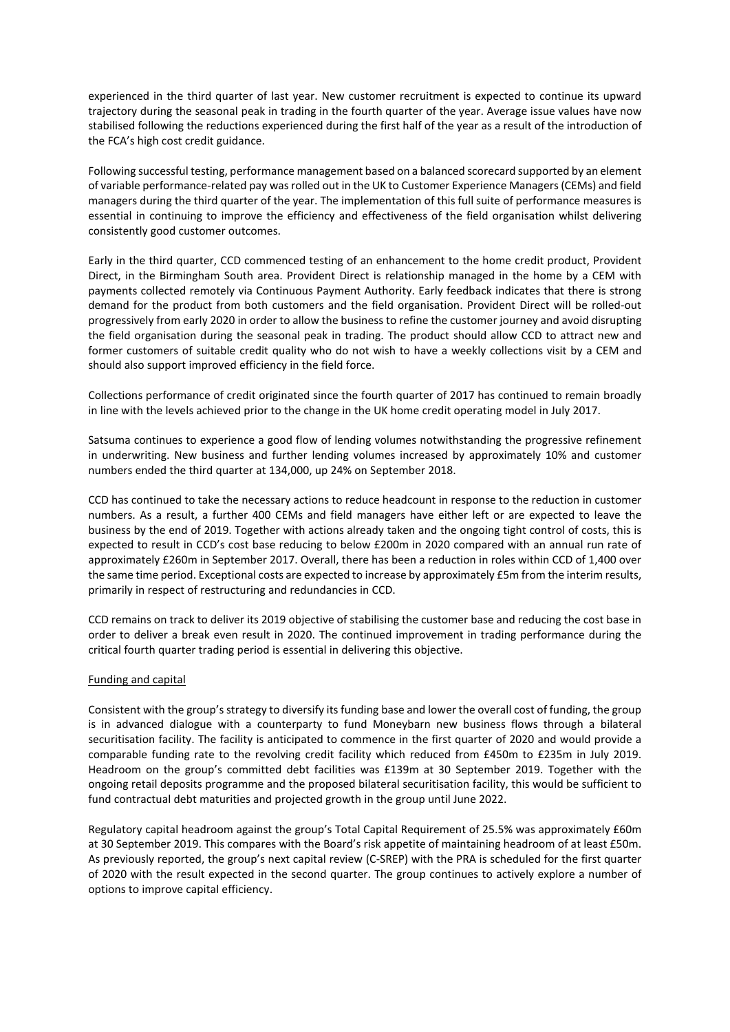experienced in the third quarter of last year. New customer recruitment is expected to continue its upward trajectory during the seasonal peak in trading in the fourth quarter of the year. Average issue values have now stabilised following the reductions experienced during the first half of the year as a result of the introduction of the FCA's high cost credit guidance.

Following successful testing, performance management based on a balanced scorecard supported by an element of variable performance-related pay was rolled out in the UK to Customer Experience Managers (CEMs) and field managers during the third quarter of the year. The implementation of this full suite of performance measures is essential in continuing to improve the efficiency and effectiveness of the field organisation whilst delivering consistently good customer outcomes.

Early in the third quarter, CCD commenced testing of an enhancement to the home credit product, Provident Direct, in the Birmingham South area. Provident Direct is relationship managed in the home by a CEM with payments collected remotely via Continuous Payment Authority. Early feedback indicates that there is strong demand for the product from both customers and the field organisation. Provident Direct will be rolled-out progressively from early 2020 in order to allow the business to refine the customer journey and avoid disrupting the field organisation during the seasonal peak in trading. The product should allow CCD to attract new and former customers of suitable credit quality who do not wish to have a weekly collections visit by a CEM and should also support improved efficiency in the field force.

Collections performance of credit originated since the fourth quarter of 2017 has continued to remain broadly in line with the levels achieved prior to the change in the UK home credit operating model in July 2017.

Satsuma continues to experience a good flow of lending volumes notwithstanding the progressive refinement in underwriting. New business and further lending volumes increased by approximately 10% and customer numbers ended the third quarter at 134,000, up 24% on September 2018.

CCD has continued to take the necessary actions to reduce headcount in response to the reduction in customer numbers. As a result, a further 400 CEMs and field managers have either left or are expected to leave the business by the end of 2019. Together with actions already taken and the ongoing tight control of costs, this is expected to result in CCD's cost base reducing to below £200m in 2020 compared with an annual run rate of approximately £260m in September 2017. Overall, there has been a reduction in roles within CCD of 1,400 over the same time period. Exceptional costs are expected to increase by approximately £5m from the interim results, primarily in respect of restructuring and redundancies in CCD.

CCD remains on track to deliver its 2019 objective of stabilising the customer base and reducing the cost base in order to deliver a break even result in 2020. The continued improvement in trading performance during the critical fourth quarter trading period is essential in delivering this objective.

Funding and capital

Consistent with the group's strategy to diversify its funding base and lower the overall cost of funding, the group is in advanced dialogue with a counterparty to fund Moneybarn new business flows through a bilateral securitisation facility. The facility is anticipated to commence in the first quarter of 2020 and would provide a comparable funding rate to the revolving credit facility which reduced from £450m to £235m in July 2019. Headroom on the group's committed debt facilities was £139m at 30 September 2019. Together with the ongoing retail deposits programme and the proposed bilateral securitisation facility, this would be sufficient to fund contractual debt maturities and projected growth in the group until June 2022.

Regulatory capital headroom against the group's Total Capital Requirement of 25.5% was approximately £60m at 30 September 2019. This compares with the Board's risk appetite of maintaining headroom of at least £50m. As previously reported, the group's next capital review (C-SREP) with the PRA is scheduled for the first quarter of 2020 with the result expected in the second quarter. The group continues to actively explore a number of options to improve capital efficiency.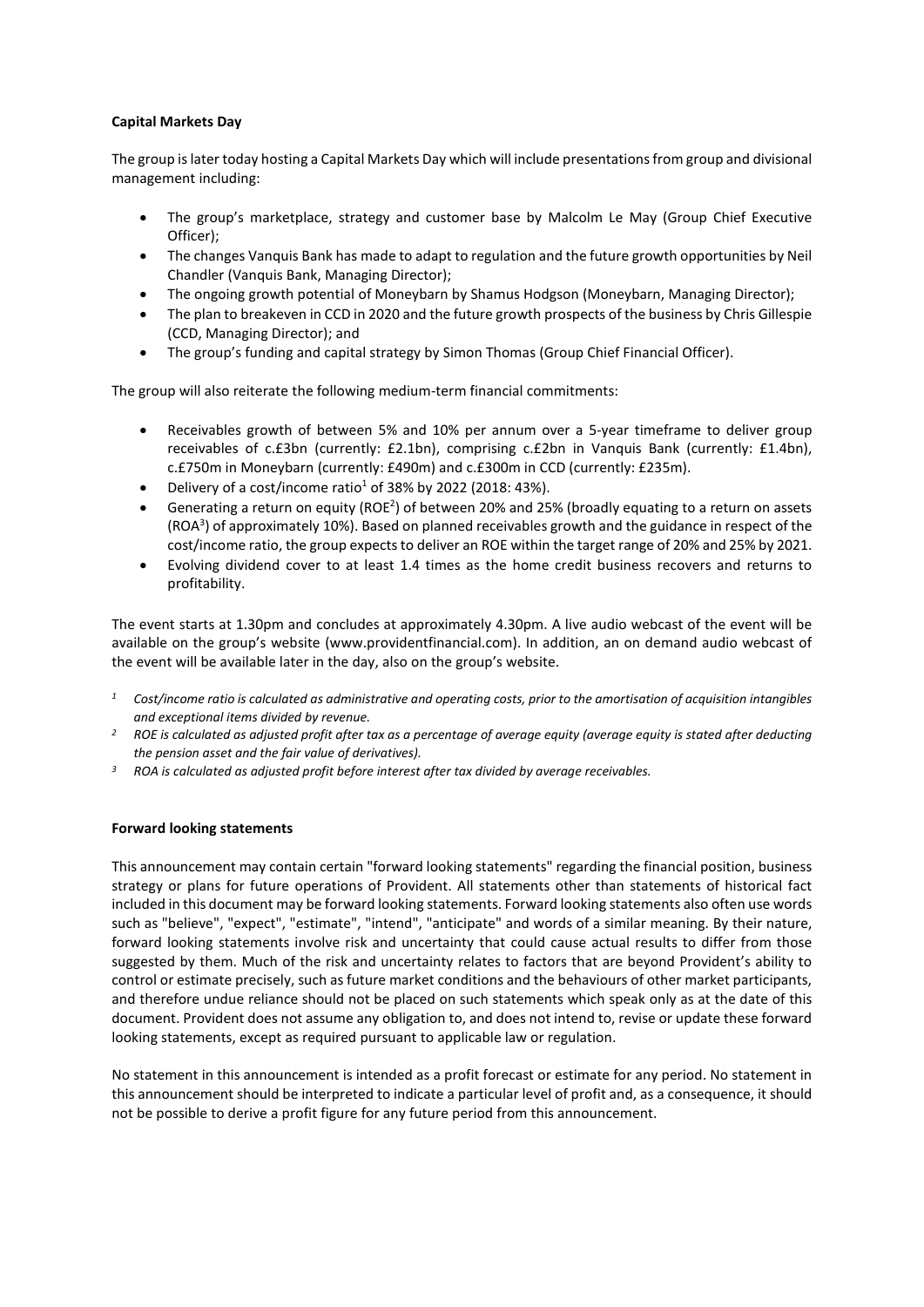**Capital Markets Day**

The group is later today hosting a Capital Markets Day which will include presentations from group and divisional management including:

- The group's marketplace, strategy and customer base by Malcolm Le May (Group Chief Executive Officer);
- The changes Vanquis Bank has made to adapt to regulation and the future growth opportunities by Neil Chandler (Vanquis Bank, Managing Director);
- The ongoing growth potential of Moneybarn by Shamus Hodgson (Moneybarn, Managing Director);
- The plan to breakeven in CCD in 2020 and the future growth prospects of the business by Chris Gillespie (CCD, Managing Director); and
- The group's funding and capital strategy by Simon Thomas (Group Chief Financial Officer).

The group will also reiterate the following medium-term financial commitments:

- Receivables growth of between 5% and 10% per annum over a 5-year timeframe to deliver group receivables of c.£3bn (currently: £2.1bn), comprising c.£2bn in Vanquis Bank (currently: £1.4bn), c.£750m in Moneybarn (currently: £490m) and c.£300m in CCD (currently: £235m).
- Delivery of a cost/income ratio[1] of 38% by 2022 (2018: 43%).
- Generating a return on equity (ROE[2]) of between 20% and 25% (broadly equating to a return on assets (ROA[3]) of approximately 10%). Based on planned receivables growth and the guidance in respect of the cost/income ratio, the group expects to deliver an ROE within the target range of 20% and 25% by 2021.
- Evolving dividend cover to at least 1.4 times as the home credit business recovers and returns to profitability.

The event starts at 1.30pm and concludes at approximately 4.30pm. A live audio webcast of the event will be available on the group's website (www.providentfinancial.com). In addition, an on demand audio webcast of the event will be available later in the day, also on the group's website.

[1] *Cost/income ratio is calculated as administrative and operating costs, prior to the amortisation of acquisition intangibles and exceptional items divided by revenue.*

[2] *ROE is calculated as adjusted profit after tax as a percentage of average equity (average equity is stated after deducting the pension asset and the fair value of derivatives).*

[3] *ROA is calculated as adjusted profit before interest after tax divided by average receivables.*

**Forward looking statements**

This announcement may contain certain "forward looking statements" regarding the financial position, business strategy or plans for future operations of Provident. All statements other than statements of historical fact included in this document may be forward looking statements. Forward looking statements also often use words such as "believe", "expect", "estimate", "intend", "anticipate" and words of a similar meaning. By their nature, forward looking statements involve risk and uncertainty that could cause actual results to differ from those suggested by them. Much of the risk and uncertainty relates to factors that are beyond Provident's ability to control or estimate precisely, such as future market conditions and the behaviours of other market participants, and therefore undue reliance should not be placed on such statements which speak only as at the date of this document. Provident does not assume any obligation to, and does not intend to, revise or update these forward looking statements, except as required pursuant to applicable law or regulation.

No statement in this announcement is intended as a profit forecast or estimate for any period. No statement in this announcement should be interpreted to indicate a particular level of profit and, as a consequence, it should not be possible to derive a profit figure for any future period from this announcement.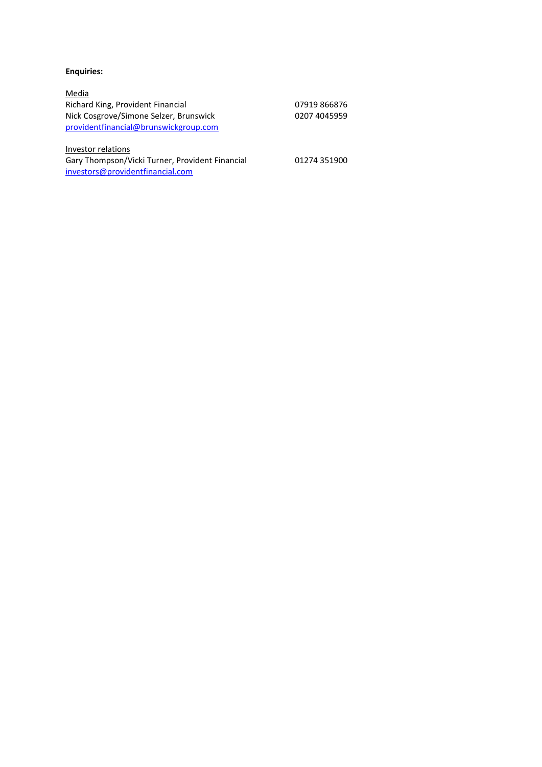**Enquiries:**

Media

| | |
|---|---|
| Richard King, Provident Financial | 07919 866876 |
| Nick Cosgrove/Simone Selzer, Brunswick | 0207 4045959 |
| providentfinancial@brunswickgroup.com | |

Investor relations

| | |
|---|---|
| Gary Thompson/Vicki Turner, Provident Financial | 01274 351900 |
| investors@providentfinancial.com | |